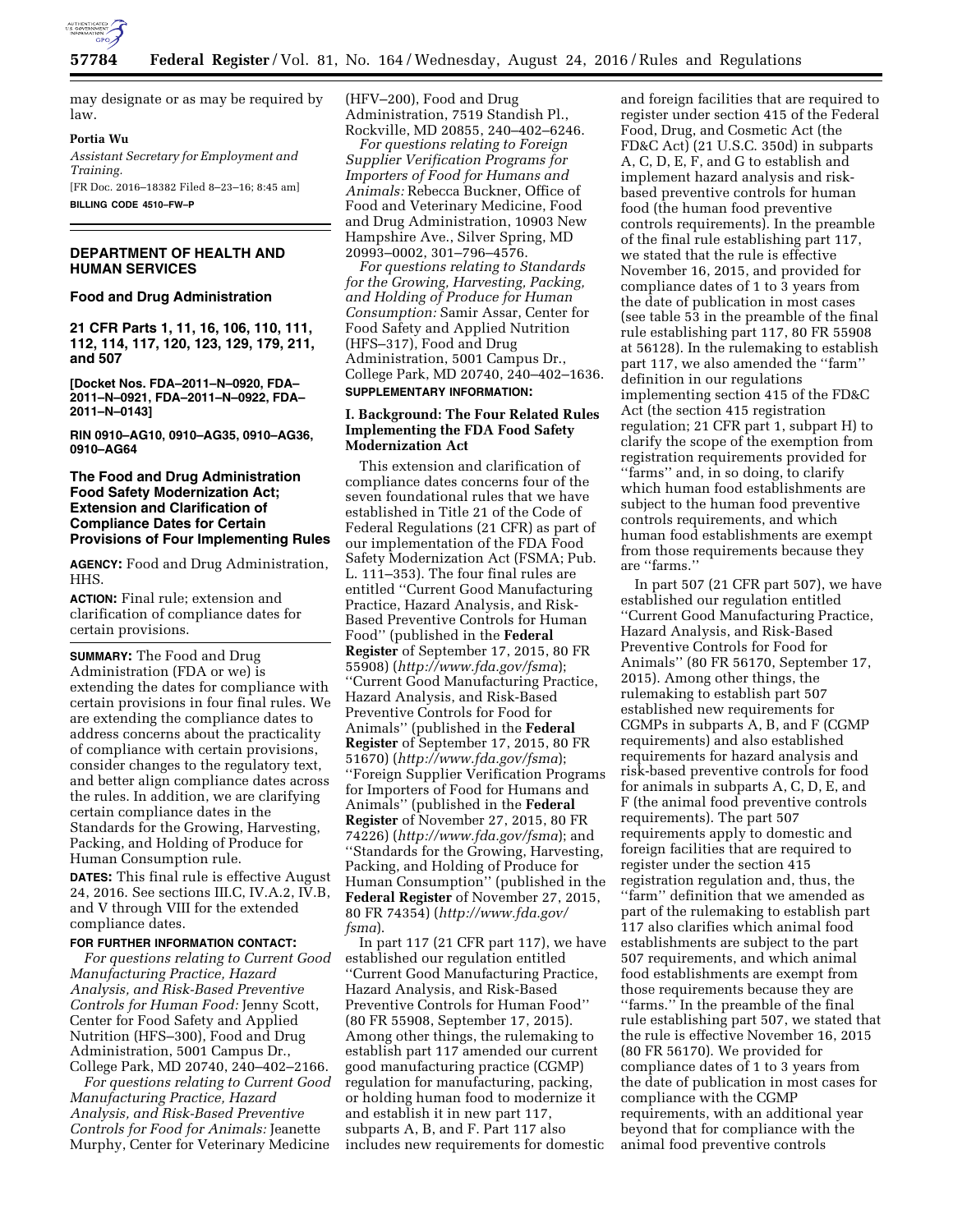may designate or as may be required by law.

**Portia Wu**

*Assistant Secretary for Employment and Training.*

[FR Doc. 2016–18382 Filed 8–23–16; 8:45 am]

**BILLING CODE 4510–FW–P**

## DEPARTMENT OF HEALTH AND HUMAN SERVICES

### Food and Drug Administration

### 21 CFR Parts 1, 11, 16, 106, 110, 111, 112, 114, 117, 120, 123, 129, 179, 211, and 507

**[Docket Nos. FDA–2011–N–0920, FDA–2011–N–0921, FDA–2011–N–0922, FDA–2011–N–0143]**

**RIN 0910–AG10, 0910–AG35, 0910–AG36, 0910–AG64**

### The Food and Drug Administration Food Safety Modernization Act; Extension and Clarification of Compliance Dates for Certain Provisions of Four Implementing Rules

**AGENCY:** Food and Drug Administration, HHS.

**ACTION:** Final rule; extension and clarification of compliance dates for certain provisions.

**SUMMARY:** The Food and Drug Administration (FDA or we) is extending the dates for compliance with certain provisions in four final rules. We are extending the compliance dates to address concerns about the practicality of compliance with certain provisions, consider changes to the regulatory text, and better align compliance dates across the rules. In addition, we are clarifying certain compliance dates in the Standards for the Growing, Harvesting, Packing, and Holding of Produce for Human Consumption rule.

**DATES:** This final rule is effective August 24, 2016. See sections III.C, IV.A.2, IV.B, and V through VIII for the extended compliance dates.

**FOR FURTHER INFORMATION CONTACT:**

*For questions relating to Current Good Manufacturing Practice, Hazard Analysis, and Risk-Based Preventive Controls for Human Food:* Jenny Scott, Center for Food Safety and Applied Nutrition (HFS–300), Food and Drug Administration, 5001 Campus Dr., College Park, MD 20740, 240–402–2166.

*For questions relating to Current Good Manufacturing Practice, Hazard Analysis, and Risk-Based Preventive Controls for Food for Animals:* Jeanette Murphy, Center for Veterinary Medicine (HFV–200), Food and Drug Administration, 7519 Standish Pl., Rockville, MD 20855, 240–402–6246.

*For questions relating to Foreign Supplier Verification Programs for Importers of Food for Humans and Animals:* Rebecca Buckner, Office of Food and Veterinary Medicine, Food and Drug Administration, 10903 New Hampshire Ave., Silver Spring, MD 20993–0002, 301–796–4576.

*For questions relating to Standards for the Growing, Harvesting, Packing, and Holding of Produce for Human Consumption:* Samir Assar, Center for Food Safety and Applied Nutrition (HFS–317), Food and Drug Administration, 5001 Campus Dr., College Park, MD 20740, 240–402–1636.

**SUPPLEMENTARY INFORMATION:**

### I. Background: The Four Related Rules Implementing the FDA Food Safety Modernization Act

This extension and clarification of compliance dates concerns four of the seven foundational rules that we have established in Title 21 of the Code of Federal Regulations (21 CFR) as part of our implementation of the FDA Food Safety Modernization Act (FSMA; Pub. L. 111–353). The four final rules are entitled ''Current Good Manufacturing Practice, Hazard Analysis, and Risk-Based Preventive Controls for Human Food'' (published in the **Federal Register** of September 17, 2015, 80 FR 55908) (*http://www.fda.gov/fsma*); ''Current Good Manufacturing Practice, Hazard Analysis, and Risk-Based Preventive Controls for Food for Animals'' (published in the **Federal Register** of September 17, 2015, 80 FR 51670) (*http://www.fda.gov/fsma*); ''Foreign Supplier Verification Programs for Importers of Food for Humans and Animals'' (published in the **Federal Register** of November 27, 2015, 80 FR 74226) (*http://www.fda.gov/fsma*); and ''Standards for the Growing, Harvesting, Packing, and Holding of Produce for Human Consumption'' (published in the **Federal Register** of November 27, 2015, 80 FR 74354) (*http://www.fda.gov/fsma*).

In part 117 (21 CFR part 117), we have established our regulation entitled ''Current Good Manufacturing Practice, Hazard Analysis, and Risk-Based Preventive Controls for Human Food'' (80 FR 55908, September 17, 2015). Among other things, the rulemaking to establish part 117 amended our current good manufacturing practice (CGMP) regulation for manufacturing, packing, or holding human food to modernize it and establish it in new part 117, subparts A, B, and F. Part 117 also includes new requirements for domestic and foreign facilities that are required to register under section 415 of the Federal Food, Drug, and Cosmetic Act (the FD&C Act) (21 U.S.C. 350d) in subparts A, C, D, E, F, and G to establish and implement hazard analysis and risk-based preventive controls for human food (the human food preventive controls requirements). In the preamble of the final rule establishing part 117, we stated that the rule is effective November 16, 2015, and provided for compliance dates of 1 to 3 years from the date of publication in most cases (see table 53 in the preamble of the final rule establishing part 117, 80 FR 55908 at 56128). In the rulemaking to establish part 117, we also amended the ''farm'' definition in our regulations implementing section 415 of the FD&C Act (the section 415 registration regulation; 21 CFR part 1, subpart H) to clarify the scope of the exemption from registration requirements provided for ''farms'' and, in so doing, to clarify which human food establishments are subject to the human food preventive controls requirements, and which human food establishments are exempt from those requirements because they are ''farms.''

In part 507 (21 CFR part 507), we have established our regulation entitled ''Current Good Manufacturing Practice, Hazard Analysis, and Risk-Based Preventive Controls for Food for Animals'' (80 FR 56170, September 17, 2015). Among other things, the rulemaking to establish part 507 established new requirements for CGMPs in subparts A, B, and F (CGMP requirements) and also established requirements for hazard analysis and risk-based preventive controls for food for animals in subparts A, C, D, E, and F (the animal food preventive controls requirements). The part 507 requirements apply to domestic and foreign facilities that are required to register under the section 415 registration regulation and, thus, the ''farm'' definition that we amended as part of the rulemaking to establish part 117 also clarifies which animal food establishments are subject to the part 507 requirements, and which animal food establishments are exempt from those requirements because they are ''farms.'' In the preamble of the final rule establishing part 507, we stated that the rule is effective November 16, 2015 (80 FR 56170). We provided for compliance dates of 1 to 3 years from the date of publication in most cases for compliance with the CGMP requirements, with an additional year beyond that for compliance with the animal food preventive controls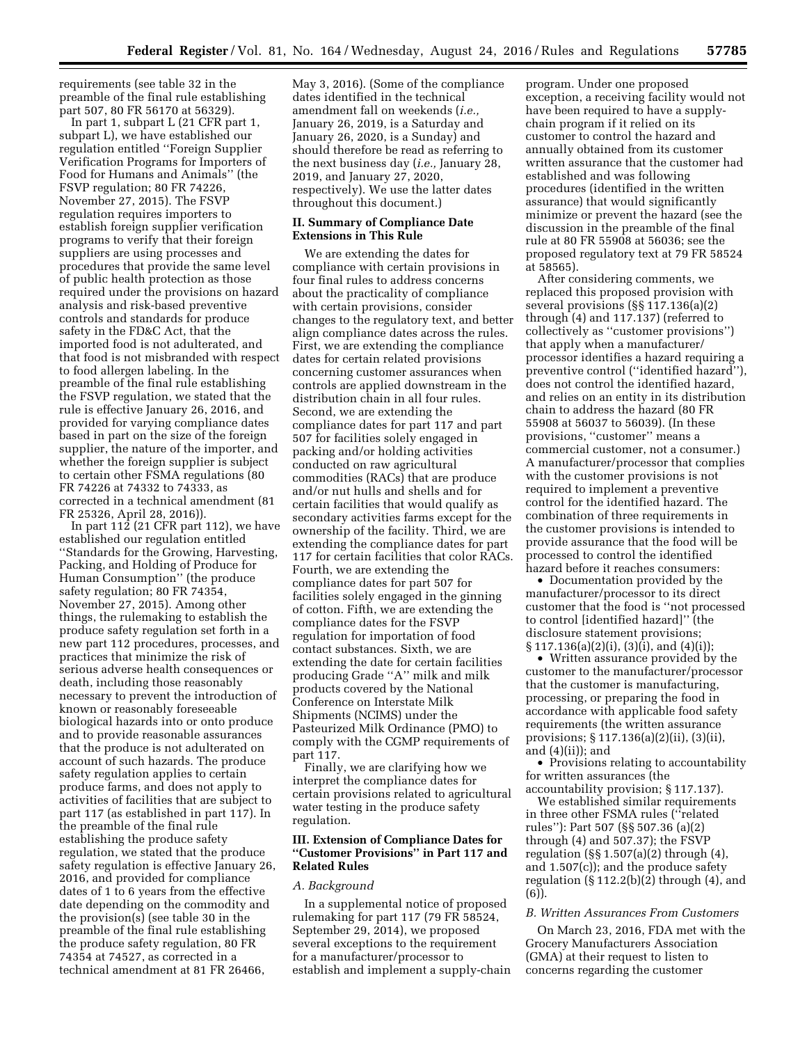requirements (see table 32 in the preamble of the final rule establishing part 507, 80 FR 56170 at 56329).

In part 1, subpart L (21 CFR part 1, subpart L), we have established our regulation entitled ''Foreign Supplier Verification Programs for Importers of Food for Humans and Animals'' (the FSVP regulation; 80 FR 74226, November 27, 2015). The FSVP regulation requires importers to establish foreign supplier verification programs to verify that their foreign suppliers are using processes and procedures that provide the same level of public health protection as those required under the provisions on hazard analysis and risk-based preventive controls and standards for produce safety in the FD&C Act, that the imported food is not adulterated, and that food is not misbranded with respect to food allergen labeling. In the preamble of the final rule establishing the FSVP regulation, we stated that the rule is effective January 26, 2016, and provided for varying compliance dates based in part on the size of the foreign supplier, the nature of the importer, and whether the foreign supplier is subject to certain other FSMA regulations (80 FR 74226 at 74332 to 74333, as corrected in a technical amendment (81 FR 25326, April 28, 2016)).

In part 112 (21 CFR part 112), we have established our regulation entitled ''Standards for the Growing, Harvesting, Packing, and Holding of Produce for Human Consumption'' (the produce safety regulation; 80 FR 74354, November 27, 2015). Among other things, the rulemaking to establish the produce safety regulation set forth in a new part 112 procedures, processes, and practices that minimize the risk of serious adverse health consequences or death, including those reasonably necessary to prevent the introduction of known or reasonably foreseeable biological hazards into or onto produce and to provide reasonable assurances that the produce is not adulterated on account of such hazards. The produce safety regulation applies to certain produce farms, and does not apply to activities of facilities that are subject to part 117 (as established in part 117). In the preamble of the final rule establishing the produce safety regulation, we stated that the produce safety regulation is effective January 26, 2016, and provided for compliance dates of 1 to 6 years from the effective date depending on the commodity and the provision(s) (see table 30 in the preamble of the final rule establishing the produce safety regulation, 80 FR 74354 at 74527, as corrected in a technical amendment at 81 FR 26466, May 3, 2016). (Some of the compliance dates identified in the technical amendment fall on weekends (*i.e.,* January 26, 2019, is a Saturday and January 26, 2020, is a Sunday) and should therefore be read as referring to the next business day (*i.e.,* January 28, 2019, and January 27, 2020, respectively). We use the latter dates throughout this document.)

## II. Summary of Compliance Date Extensions in This Rule

We are extending the dates for compliance with certain provisions in four final rules to address concerns about the practicality of compliance with certain provisions, consider changes to the regulatory text, and better align compliance dates across the rules. First, we are extending the compliance dates for certain related provisions concerning customer assurances when controls are applied downstream in the distribution chain in all four rules. Second, we are extending the compliance dates for part 117 and part 507 for facilities solely engaged in packing and/or holding activities conducted on raw agricultural commodities (RACs) that are produce and/or nut hulls and shells and for certain facilities that would qualify as secondary activities farms except for the ownership of the facility. Third, we are extending the compliance dates for part 117 for certain facilities that color RACs. Fourth, we are extending the compliance dates for part 507 for facilities solely engaged in the ginning of cotton. Fifth, we are extending the compliance dates for the FSVP regulation for importation of food contact substances. Sixth, we are extending the date for certain facilities producing Grade ''A'' milk and milk products covered by the National Conference on Interstate Milk Shipments (NCIMS) under the Pasteurized Milk Ordinance (PMO) to comply with the CGMP requirements of part 117.

Finally, we are clarifying how we interpret the compliance dates for certain provisions related to agricultural water testing in the produce safety regulation.

## III. Extension of Compliance Dates for ''Customer Provisions'' in Part 117 and Related Rules

### A. Background

In a supplemental notice of proposed rulemaking for part 117 (79 FR 58524, September 29, 2014), we proposed several exceptions to the requirement for a manufacturer/processor to establish and implement a supply-chain program. Under one proposed exception, a receiving facility would not have been required to have a supply-chain program if it relied on its customer to control the hazard and annually obtained from its customer written assurance that the customer had established and was following procedures (identified in the written assurance) that would significantly minimize or prevent the hazard (see the discussion in the preamble of the final rule at 80 FR 55908 at 56036; see the proposed regulatory text at 79 FR 58524 at 58565).

After considering comments, we replaced this proposed provision with several provisions (§§ 117.136(a)(2) through (4) and 117.137) (referred to collectively as ''customer provisions'') that apply when a manufacturer/processor identifies a hazard requiring a preventive control (''identified hazard''), does not control the identified hazard, and relies on an entity in its distribution chain to address the hazard (80 FR 55908 at 56037 to 56039). (In these provisions, ''customer'' means a commercial customer, not a consumer.) A manufacturer/processor that complies with the customer provisions is not required to implement a preventive control for the identified hazard. The combination of three requirements in the customer provisions is intended to provide assurance that the food will be processed to control the identified hazard before it reaches consumers:

- Documentation provided by the manufacturer/processor to its direct customer that the food is ''not processed to control [identified hazard]'' (the disclosure statement provisions; § 117.136(a)(2)(i), (3)(i), and (4)(i));
- Written assurance provided by the customer to the manufacturer/processor that the customer is manufacturing, processing, or preparing the food in accordance with applicable food safety requirements (the written assurance provisions; § 117.136(a)(2)(ii), (3)(ii), and (4)(ii)); and
- Provisions relating to accountability for written assurances (the accountability provision; § 117.137).

We established similar requirements in three other FSMA rules (''related rules''): Part 507 (§§ 507.36 (a)(2) through (4) and 507.37); the FSVP regulation (§§ 1.507(a)(2) through (4), and 1.507(c)); and the produce safety regulation (§ 112.2(b)(2) through (4), and (6)).

### B. Written Assurances From Customers

On March 23, 2016, FDA met with the Grocery Manufacturers Association (GMA) at their request to listen to concerns regarding the customer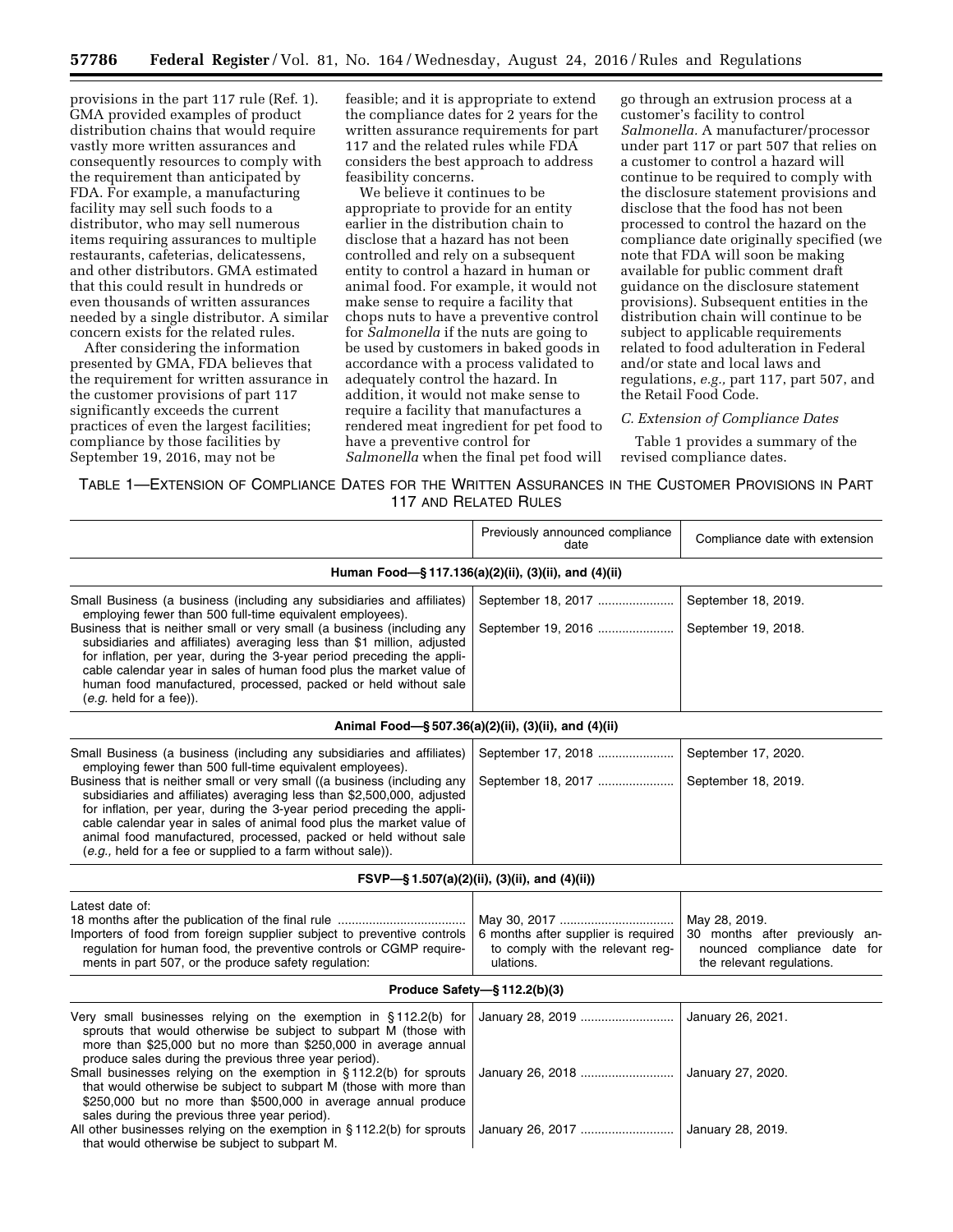provisions in the part 117 rule (Ref. 1). GMA provided examples of product distribution chains that would require vastly more written assurances and consequently resources to comply with the requirement than anticipated by FDA. For example, a manufacturing facility may sell such foods to a distributor, who may sell numerous items requiring assurances to multiple restaurants, cafeterias, delicatessens, and other distributors. GMA estimated that this could result in hundreds or even thousands of written assurances needed by a single distributor. A similar concern exists for the related rules.

After considering the information presented by GMA, FDA believes that the requirement for written assurance in the customer provisions of part 117 significantly exceeds the current practices of even the largest facilities; compliance by those facilities by September 19, 2016, may not be feasible; and it is appropriate to extend the compliance dates for 2 years for the written assurance requirements for part 117 and the related rules while FDA considers the best approach to address feasibility concerns.

We believe it continues to be appropriate to provide for an entity earlier in the distribution chain to disclose that a hazard has not been controlled and rely on a subsequent entity to control a hazard in human or animal food. For example, it would not make sense to require a facility that chops nuts to have a preventive control for *Salmonella* if the nuts are going to be used by customers in baked goods in accordance with a process validated to adequately control the hazard. In addition, it would not make sense to require a facility that manufactures a rendered meat ingredient for pet food to have a preventive control for *Salmonella* when the final pet food will go through an extrusion process at a customer's facility to control *Salmonella.* A manufacturer/processor under part 117 or part 507 that relies on a customer to control a hazard will continue to be required to comply with the disclosure statement provisions and disclose that the food has not been processed to control the hazard on the compliance date originally specified (we note that FDA will soon be making available for public comment draft guidance on the disclosure statement provisions). Subsequent entities in the distribution chain will continue to be subject to applicable requirements related to food adulteration in Federal and/or state and local laws and regulations, *e.g.,* part 117, part 507, and the Retail Food Code.

### C. Extension of Compliance Dates

Table 1 provides a summary of the revised compliance dates.

TABLE 1—EXTENSION OF COMPLIANCE DATES FOR THE WRITTEN ASSURANCES IN THE CUSTOMER PROVISIONS IN PART 117 AND RELATED RULES

| | Previously announced compliance date | Compliance date with extension |
|---|---|---|
| **Human Food—§ 117.136(a)(2)(ii), (3)(ii), and (4)(ii)** | | |
| Small Business (a business (including any subsidiaries and affiliates) employing fewer than 500 full-time equivalent employees). | September 18, 2017 | September 18, 2019. |
| Business that is neither small or very small (a business (including any subsidiaries and affiliates) averaging less than $1 million, adjusted for inflation, per year, during the 3-year period preceding the applicable calendar year in sales of human food plus the market value of human food manufactured, processed, packed or held without sale (*e.g.* held for a fee)). | September 19, 2016 | September 19, 2018. |
| **Animal Food—§ 507.36(a)(2)(ii), (3)(ii), and (4)(ii)** | | |
| Small Business (a business (including any subsidiaries and affiliates) employing fewer than 500 full-time equivalent employees). | September 17, 2018 | September 17, 2020. |
| Business that is neither small or very small ((a business (including any subsidiaries and affiliates) averaging less than $2,500,000, adjusted for inflation, per year, during the 3-year period preceding the applicable calendar year in sales of animal food plus the market value of animal food manufactured, processed, packed or held without sale (*e.g.,* held for a fee or supplied to a farm without sale)). | September 18, 2017 | September 18, 2019. |
| **FSVP—§ 1.507(a)(2)(ii), (3)(ii), and (4)(ii))** | | |
| Latest date of: | | |
| 18 months after the publication of the final rule | May 30, 2017 | May 28, 2019. |
| Importers of food from foreign supplier subject to preventive controls regulation for human food, the preventive controls or CGMP requirements in part 507, or the produce safety regulation: | 6 months after supplier is required to comply with the relevant regulations. | 30 months after previously announced compliance date for the relevant regulations. |
| **Produce Safety—§ 112.2(b)(3)** | | |
| Very small businesses relying on the exemption in § 112.2(b) for sprouts that would otherwise be subject to subpart M (those with more than $25,000 but no more than $250,000 in average annual produce sales during the previous three year period). | January 28, 2019 | January 26, 2021. |
| Small businesses relying on the exemption in § 112.2(b) for sprouts that would otherwise be subject to subpart M (those with more than $250,000 but no more than $500,000 in average annual produce sales during the previous three year period). | January 26, 2018 | January 27, 2020. |
| All other businesses relying on the exemption in § 112.2(b) for sprouts that would otherwise be subject to subpart M. | January 26, 2017 | January 28, 2019. |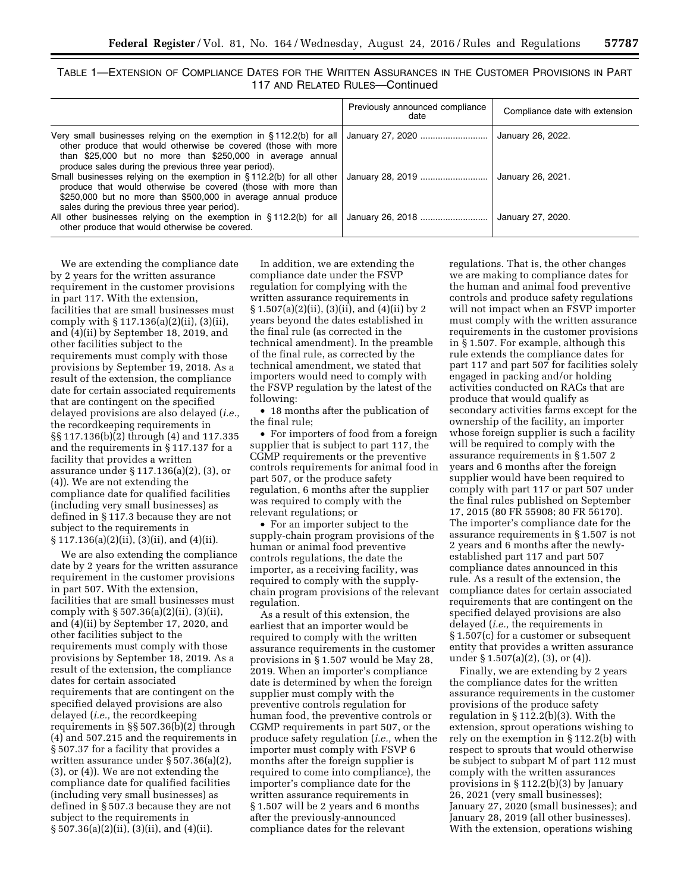TABLE 1—EXTENSION OF COMPLIANCE DATES FOR THE WRITTEN ASSURANCES IN THE CUSTOMER PROVISIONS IN PART 117 AND RELATED RULES—Continued

| | Previously announced compliance date | Compliance date with extension |
|---|---|---|
| Very small businesses relying on the exemption in § 112.2(b) for all other produce that would otherwise be covered (those with more than $25,000 but no more than $250,000 in average annual produce sales during the previous three year period). | January 27, 2020 | January 26, 2022. |
| Small businesses relying on the exemption in § 112.2(b) for all other produce that would otherwise be covered (those with more than $250,000 but no more than $500,000 in average annual produce sales during the previous three year period). | January 28, 2019 | January 26, 2021. |
| All other businesses relying on the exemption in § 112.2(b) for all other produce that would otherwise be covered. | January 26, 2018 | January 27, 2020. |

We are extending the compliance date by 2 years for the written assurance requirement in the customer provisions in part 117. With the extension, facilities that are small businesses must comply with § 117.136(a)(2)(ii), (3)(ii), and (4)(ii) by September 18, 2019, and other facilities subject to the requirements must comply with those provisions by September 19, 2018. As a result of the extension, the compliance date for certain associated requirements that are contingent on the specified delayed provisions are also delayed (*i.e.,* the recordkeeping requirements in §§ 117.136(b)(2) through (4) and 117.335 and the requirements in § 117.137 for a facility that provides a written assurance under § 117.136(a)(2), (3), or (4)). We are not extending the compliance date for qualified facilities (including very small businesses) as defined in § 117.3 because they are not subject to the requirements in § 117.136(a)(2)(ii), (3)(ii), and (4)(ii).

We are also extending the compliance date by 2 years for the written assurance requirement in the customer provisions in part 507. With the extension, facilities that are small businesses must comply with § 507.36(a)(2)(ii), (3)(ii), and (4)(ii) by September 17, 2020, and other facilities subject to the requirements must comply with those provisions by September 18, 2019. As a result of the extension, the compliance dates for certain associated requirements that are contingent on the specified delayed provisions are also delayed (*i.e.,* the recordkeeping requirements in §§ 507.36(b)(2) through (4) and 507.215 and the requirements in § 507.37 for a facility that provides a written assurance under § 507.36(a)(2), (3), or (4)). We are not extending the compliance date for qualified facilities (including very small businesses) as defined in § 507.3 because they are not subject to the requirements in § 507.36(a)(2)(ii), (3)(ii), and (4)(ii).

In addition, we are extending the compliance date under the FSVP regulation for complying with the written assurance requirements in § 1.507(a)(2)(ii), (3)(ii), and (4)(ii) by 2 years beyond the dates established in the final rule (as corrected in the technical amendment). In the preamble of the final rule, as corrected by the technical amendment, we stated that importers would need to comply with the FSVP regulation by the latest of the following:

- 18 months after the publication of the final rule;
- For importers of food from a foreign supplier that is subject to part 117, the CGMP requirements or the preventive controls requirements for animal food in part 507, or the produce safety regulation, 6 months after the supplier was required to comply with the relevant regulations; or
- For an importer subject to the supply-chain program provisions of the human or animal food preventive controls regulations, the date the importer, as a receiving facility, was required to comply with the supply-chain program provisions of the relevant regulation.

As a result of this extension, the earliest that an importer would be required to comply with the written assurance requirements in the customer provisions in § 1.507 would be May 28, 2019. When an importer's compliance date is determined by when the foreign supplier must comply with the preventive controls regulation for human food, the preventive controls or CGMP requirements in part 507, or the produce safety regulation (*i.e.,* when the importer must comply with FSVP 6 months after the foreign supplier is required to come into compliance), the importer's compliance date for the written assurance requirements in § 1.507 will be 2 years and 6 months after the previously-announced compliance dates for the relevant regulations. That is, the other changes we are making to compliance dates for the human and animal food preventive controls and produce safety regulations will not impact when an FSVP importer must comply with the written assurance requirements in the customer provisions in § 1.507. For example, although this rule extends the compliance dates for part 117 and part 507 for facilities solely engaged in packing and/or holding activities conducted on RACs that are produce that would qualify as secondary activities farms except for the ownership of the facility, an importer whose foreign supplier is such a facility will be required to comply with the assurance requirements in § 1.507 2 years and 6 months after the foreign supplier would have been required to comply with part 117 or part 507 under the final rules published on September 17, 2015 (80 FR 55908; 80 FR 56170). The importer's compliance date for the assurance requirements in § 1.507 is not 2 years and 6 months after the newly-established part 117 and part 507 compliance dates announced in this rule. As a result of the extension, the compliance dates for certain associated requirements that are contingent on the specified delayed provisions are also delayed (*i.e.,* the requirements in § 1.507(c) for a customer or subsequent entity that provides a written assurance under § 1.507(a)(2), (3), or (4)).

Finally, we are extending by 2 years the compliance dates for the written assurance requirements in the customer provisions of the produce safety regulation in § 112.2(b)(3). With the extension, sprout operations wishing to rely on the exemption in § 112.2(b) with respect to sprouts that would otherwise be subject to subpart M of part 112 must comply with the written assurances provisions in § 112.2(b)(3) by January 26, 2021 (very small businesses); January 27, 2020 (small businesses); and January 28, 2019 (all other businesses). With the extension, operations wishing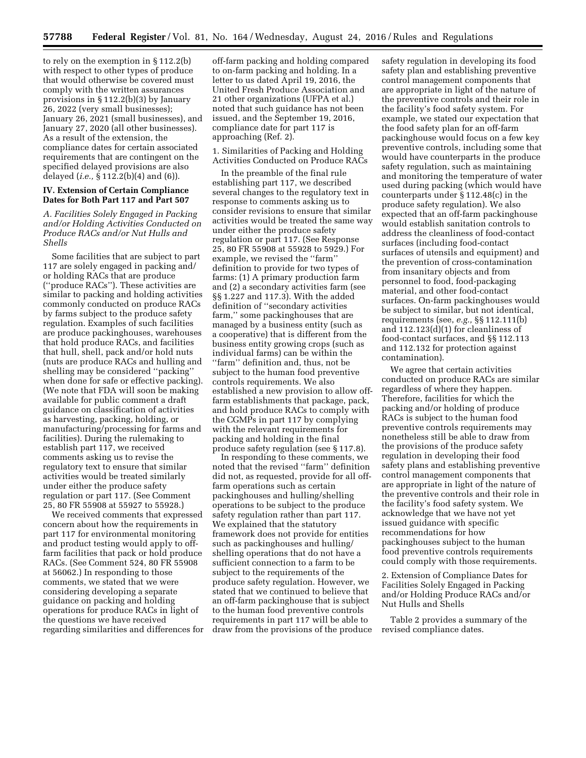to rely on the exemption in § 112.2(b) with respect to other types of produce that would otherwise be covered must comply with the written assurances provisions in § 112.2(b)(3) by January 26, 2022 (very small businesses); January 26, 2021 (small businesses), and January 27, 2020 (all other businesses). As a result of the extension, the compliance dates for certain associated requirements that are contingent on the specified delayed provisions are also delayed (*i.e.,* § 112.2(b)(4) and (6)).

## IV. Extension of Certain Compliance Dates for Both Part 117 and Part 507

### *A. Facilities Solely Engaged in Packing and/or Holding Activities Conducted on Produce RACs and/or Nut Hulls and Shells*

Some facilities that are subject to part 117 are solely engaged in packing and/or holding RACs that are produce (''produce RACs''). These activities are similar to packing and holding activities commonly conducted on produce RACs by farms subject to the produce safety regulation. Examples of such facilities are produce packinghouses, warehouses that hold produce RACs, and facilities that hull, shell, pack and/or hold nuts (nuts are produce RACs and hulling and shelling may be considered ''packing'' when done for safe or effective packing). (We note that FDA will soon be making available for public comment a draft guidance on classification of activities as harvesting, packing, holding, or manufacturing/processing for farms and facilities). During the rulemaking to establish part 117, we received comments asking us to revise the regulatory text to ensure that similar activities would be treated similarly under either the produce safety regulation or part 117. (See Comment 25, 80 FR 55908 at 55927 to 55928.)

We received comments that expressed concern about how the requirements in part 117 for environmental monitoring and product testing would apply to off-farm facilities that pack or hold produce RACs. (See Comment 524, 80 FR 55908 at 56062.) In responding to those comments, we stated that we were considering developing a separate guidance on packing and holding operations for produce RACs in light of the questions we have received regarding similarities and differences for off-farm packing and holding compared to on-farm packing and holding. In a letter to us dated April 19, 2016, the United Fresh Produce Association and 21 other organizations (UFPA et al.) noted that such guidance has not been issued, and the September 19, 2016, compliance date for part 117 is approaching (Ref. 2).

1. Similarities of Packing and Holding Activities Conducted on Produce RACs

In the preamble of the final rule establishing part 117, we described several changes to the regulatory text in response to comments asking us to consider revisions to ensure that similar activities would be treated the same way under either the produce safety regulation or part 117. (See Response 25, 80 FR 55908 at 55928 to 5929.) For example, we revised the ''farm'' definition to provide for two types of farms: (1) A primary production farm and (2) a secondary activities farm (see §§ 1.227 and 117.3). With the added definition of ''secondary activities farm,'' some packinghouses that are managed by a business entity (such as a cooperative) that is different from the business entity growing crops (such as individual farms) can be within the ''farm'' definition and, thus, not be subject to the human food preventive controls requirements. We also established a new provision to allow off-farm establishments that package, pack, and hold produce RACs to comply with the CGMPs in part 117 by complying with the relevant requirements for packing and holding in the final produce safety regulation (see § 117.8).

In responding to these comments, we noted that the revised ''farm'' definition did not, as requested, provide for all off-farm operations such as certain packinghouses and hulling/shelling operations to be subject to the produce safety regulation rather than part 117. We explained that the statutory framework does not provide for entities such as packinghouses and hulling/shelling operations that do not have a sufficient connection to a farm to be subject to the requirements of the produce safety regulation. However, we stated that we continued to believe that an off-farm packinghouse that is subject to the human food preventive controls requirements in part 117 will be able to draw from the provisions of the produce safety regulation in developing its food safety plan and establishing preventive control management components that are appropriate in light of the nature of the preventive controls and their role in the facility's food safety system. For example, we stated our expectation that the food safety plan for an off-farm packinghouse would focus on a few key preventive controls, including some that would have counterparts in the produce safety regulation, such as maintaining and monitoring the temperature of water used during packing (which would have counterparts under § 112.48(c) in the produce safety regulation). We also expected that an off-farm packinghouse would establish sanitation controls to address the cleanliness of food-contact surfaces (including food-contact surfaces of utensils and equipment) and the prevention of cross-contamination from insanitary objects and from personnel to food, food-packaging material, and other food-contact surfaces. On-farm packinghouses would be subject to similar, but not identical, requirements (see, *e.g.,* §§ 112.111(b) and 112.123(d)(1) for cleanliness of food-contact surfaces, and §§ 112.113 and 112.132 for protection against contamination).

We agree that certain activities conducted on produce RACs are similar regardless of where they happen. Therefore, facilities for which the packing and/or holding of produce RACs is subject to the human food preventive controls requirements may nonetheless still be able to draw from the provisions of the produce safety regulation in developing their food safety plans and establishing preventive control management components that are appropriate in light of the nature of the preventive controls and their role in the facility's food safety system. We acknowledge that we have not yet issued guidance with specific recommendations for how packinghouses subject to the human food preventive controls requirements could comply with those requirements.

2. Extension of Compliance Dates for Facilities Solely Engaged in Packing and/or Holding Produce RACs and/or Nut Hulls and Shells

Table 2 provides a summary of the revised compliance dates.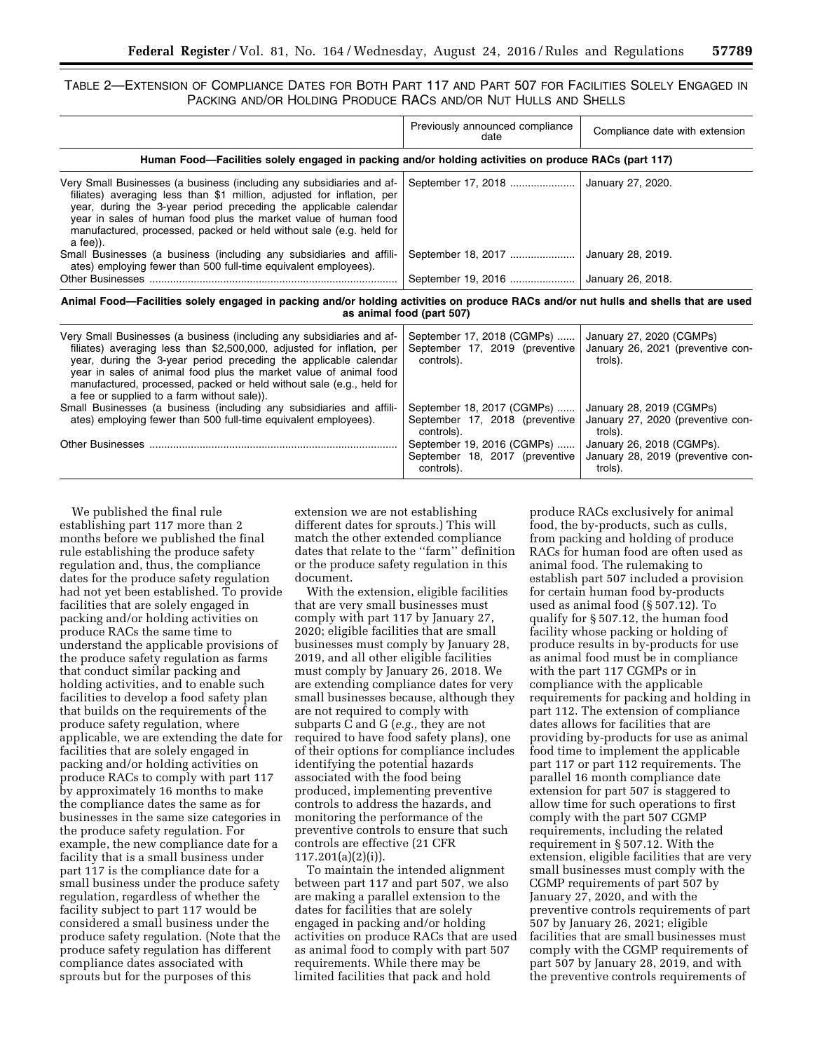TABLE 2—EXTENSION OF COMPLIANCE DATES FOR BOTH PART 117 AND PART 507 FOR FACILITIES SOLELY ENGAGED IN PACKING AND/OR HOLDING PRODUCE RACs AND/OR NUT HULLS AND SHELLS

| | Previously announced compliance date | Compliance date with extension |
|---|---|---|
| **Human Food—Facilities solely engaged in packing and/or holding activities on produce RACs (part 117)** | | |
| Very Small Businesses (a business (including any subsidiaries and affiliates) averaging less than $1 million, adjusted for inflation, per year, during the 3-year period preceding the applicable calendar year in sales of human food plus the market value of human food manufactured, processed, packed or held without sale (e.g. held for a fee)). | September 17, 2018 | January 27, 2020. |
| Small Businesses (a business (including any subsidiaries and affiliates) employing fewer than 500 full-time equivalent employees). | September 18, 2017 | January 28, 2019. |
| Other Businesses | September 19, 2016 | January 26, 2018. |
| **Animal Food—Facilities solely engaged in packing and/or holding activities on produce RACs and/or nut hulls and shells that are used as animal food (part 507)** | | |
| Very Small Businesses (a business (including any subsidiaries and affiliates) averaging less than $2,500,000, adjusted for inflation, per year, during the 3-year period preceding the applicable calendar year in sales of animal food plus the market value of animal food manufactured, processed, packed or held without sale (e.g., held for a fee or supplied to a farm without sale)). | September 17, 2018 (CGMPs) September 17, 2019 (preventive controls). | January 27, 2020 (CGMPs) January 26, 2021 (preventive controls). |
| Small Businesses (a business (including any subsidiaries and affiliates) employing fewer than 500 full-time equivalent employees). | September 18, 2017 (CGMPs) September 17, 2018 (preventive controls). | January 28, 2019 (CGMPs) January 27, 2020 (preventive controls). |
| Other Businesses | September 19, 2016 (CGMPs) September 18, 2017 (preventive controls). | January 26, 2018 (CGMPs). January 28, 2019 (preventive controls). |

We published the final rule establishing part 117 more than 2 months before we published the final rule establishing the produce safety regulation and, thus, the compliance dates for the produce safety regulation had not yet been established. To provide facilities that are solely engaged in packing and/or holding activities on produce RACs the same time to understand the applicable provisions of the produce safety regulation as farms that conduct similar packing and holding activities, and to enable such facilities to develop a food safety plan that builds on the requirements of the produce safety regulation, where applicable, we are extending the date for facilities that are solely engaged in packing and/or holding activities on produce RACs to comply with part 117 by approximately 16 months to make the compliance dates the same as for businesses in the same size categories in the produce safety regulation. For example, the new compliance date for a facility that is a small business under part 117 is the compliance date for a small business under the produce safety regulation, regardless of whether the facility subject to part 117 would be considered a small business under the produce safety regulation. (Note that the produce safety regulation has different compliance dates associated with sprouts but for the purposes of this extension we are not establishing different dates for sprouts.) This will match the other extended compliance dates that relate to the ''farm'' definition or the produce safety regulation in this document.

With the extension, eligible facilities that are very small businesses must comply with part 117 by January 27, 2020; eligible facilities that are small businesses must comply by January 28, 2019, and all other eligible facilities must comply by January 26, 2018. We are extending compliance dates for very small businesses because, although they are not required to comply with subparts C and G (*e.g.,* they are not required to have food safety plans), one of their options for compliance includes identifying the potential hazards associated with the food being produced, implementing preventive controls to address the hazards, and monitoring the performance of the preventive controls to ensure that such controls are effective (21 CFR 117.201(a)(2)(i)).

To maintain the intended alignment between part 117 and part 507, we also are making a parallel extension to the dates for facilities that are solely engaged in packing and/or holding activities on produce RACs that are used as animal food to comply with part 507 requirements. While there may be limited facilities that pack and hold produce RACs exclusively for animal food, the by-products, such as culls, from packing and holding of produce RACs for human food are often used as animal food. The rulemaking to establish part 507 included a provision for certain human food by-products used as animal food (§ 507.12). To qualify for § 507.12, the human food facility whose packing or holding of produce results in by-products for use as animal food must be in compliance with the part 117 CGMPs or in compliance with the applicable requirements for packing and holding in part 112. The extension of compliance dates allows for facilities that are providing by-products for use as animal food time to implement the applicable part 117 or part 112 requirements. The parallel 16 month compliance date extension for part 507 is staggered to allow time for such operations to first comply with the part 507 CGMP requirements, including the related requirement in § 507.12. With the extension, eligible facilities that are very small businesses must comply with the CGMP requirements of part 507 by January 27, 2020, and with the preventive controls requirements of part 507 by January 26, 2021; eligible facilities that are small businesses must comply with the CGMP requirements of part 507 by January 28, 2019, and with the preventive controls requirements of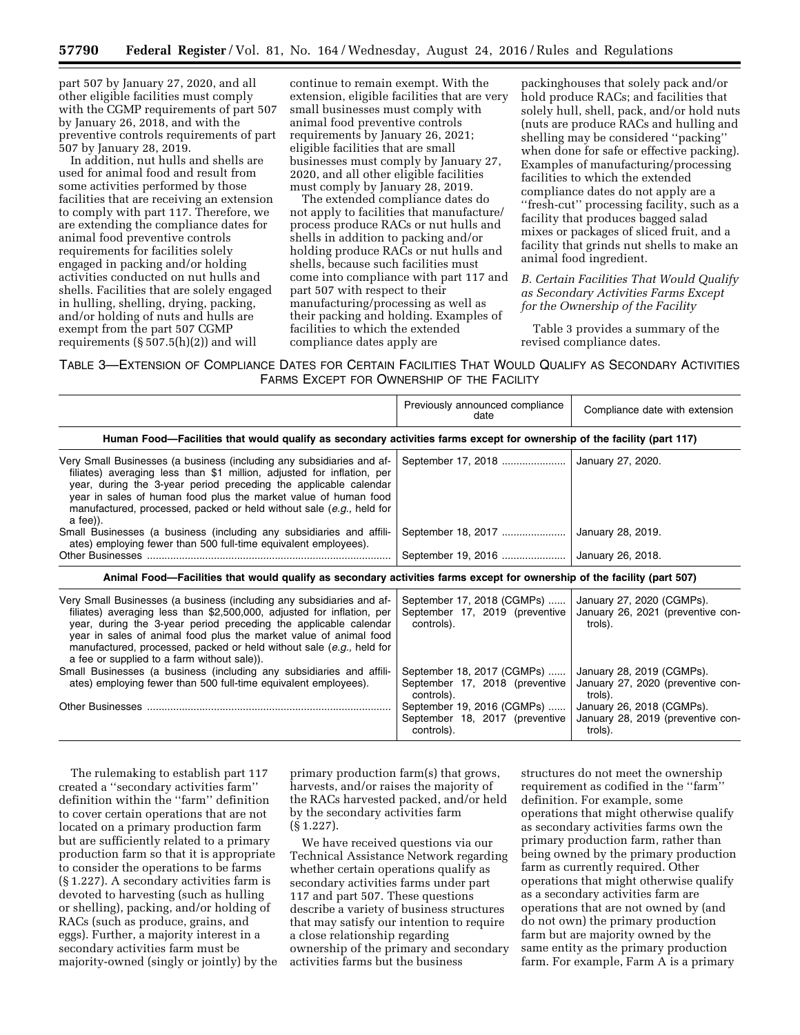part 507 by January 27, 2020, and all other eligible facilities must comply with the CGMP requirements of part 507 by January 26, 2018, and with the preventive controls requirements of part 507 by January 28, 2019.

In addition, nut hulls and shells are used for animal food and result from some activities performed by those facilities that are receiving an extension to comply with part 117. Therefore, we are extending the compliance dates for animal food preventive controls requirements for facilities solely engaged in packing and/or holding activities conducted on nut hulls and shells. Facilities that are solely engaged in hulling, shelling, drying, packing, and/or holding of nuts and hulls are exempt from the part 507 CGMP requirements (§ 507.5(h)(2)) and will continue to remain exempt. With the extension, eligible facilities that are very small businesses must comply with animal food preventive controls requirements by January 26, 2021; eligible facilities that are small businesses must comply by January 27, 2020, and all other eligible facilities must comply by January 28, 2019.

The extended compliance dates do not apply to facilities that manufacture/process produce RACs or nut hulls and shells in addition to packing and/or holding produce RACs or nut hulls and shells, because such facilities must come into compliance with part 117 and part 507 with respect to their manufacturing/processing as well as their packing and holding. Examples of facilities to which the extended compliance dates apply are packinghouses that solely pack and/or hold produce RACs; and facilities that solely hull, shell, pack, and/or hold nuts (nuts are produce RACs and hulling and shelling may be considered ''packing'' when done for safe or effective packing). Examples of manufacturing/processing facilities to which the extended compliance dates do not apply are a ''fresh-cut'' processing facility, such as a facility that produces bagged salad mixes or packages of sliced fruit, and a facility that grinds nut shells to make an animal food ingredient.

### *B. Certain Facilities That Would Qualify as Secondary Activities Farms Except for the Ownership of the Facility*

Table 3 provides a summary of the revised compliance dates.

TABLE 3—EXTENSION OF COMPLIANCE DATES FOR CERTAIN FACILITIES THAT WOULD QUALIFY AS SECONDARY ACTIVITIES FARMS EXCEPT FOR OWNERSHIP OF THE FACILITY

| | Previously announced compliance date | Compliance date with extension |
|---|---|---|
| **Human Food—Facilities that would qualify as secondary activities farms except for ownership of the facility (part 117)** | | |
| Very Small Businesses (a business (including any subsidiaries and affiliates) averaging less than $1 million, adjusted for inflation, per year, during the 3-year period preceding the applicable calendar year in sales of human food plus the market value of human food manufactured, processed, packed or held without sale (*e.g.,* held for a fee)). | September 17, 2018 | January 27, 2020. |
| Small Businesses (a business (including any subsidiaries and affiliates) employing fewer than 500 full-time equivalent employees). | September 18, 2017 | January 28, 2019. |
| Other Businesses | September 19, 2016 | January 26, 2018. |
| **Animal Food—Facilities that would qualify as secondary activities farms except for ownership of the facility (part 507)** | | |
| Very Small Businesses (a business (including any subsidiaries and affiliates) averaging less than $2,500,000, adjusted for inflation, per year, during the 3-year period preceding the applicable calendar year in sales of animal food plus the market value of animal food manufactured, processed, packed or held without sale (*e.g.,* held for a fee or supplied to a farm without sale)). | September 17, 2018 (CGMPs)<br>September 17, 2019 (preventive controls). | January 27, 2020 (CGMPs).<br>January 26, 2021 (preventive controls). |
| Small Businesses (a business (including any subsidiaries and affiliates) employing fewer than 500 full-time equivalent employees). | September 18, 2017 (CGMPs)<br>September 17, 2018 (preventive controls). | January 28, 2019 (CGMPs).<br>January 27, 2020 (preventive controls). |
| Other Businesses | September 19, 2016 (CGMPs)<br>September 18, 2017 (preventive controls). | January 26, 2018 (CGMPs).<br>January 28, 2019 (preventive controls). |

The rulemaking to establish part 117 created a ''secondary activities farm'' definition within the ''farm'' definition to cover certain operations that are not located on a primary production farm but are sufficiently related to a primary production farm so that it is appropriate to consider the operations to be farms (§ 1.227). A secondary activities farm is devoted to harvesting (such as hulling or shelling), packing, and/or holding of RACs (such as produce, grains, and eggs). Further, a majority interest in a secondary activities farm must be majority-owned (singly or jointly) by the primary production farm(s) that grows, harvests, and/or raises the majority of the RACs harvested packed, and/or held by the secondary activities farm (§ 1.227).

We have received questions via our Technical Assistance Network regarding whether certain operations qualify as secondary activities farms under part 117 and part 507. These questions describe a variety of business structures that may satisfy our intention to require a close relationship regarding ownership of the primary and secondary activities farms but the business structures do not meet the ownership requirement as codified in the ''farm'' definition. For example, some operations that might otherwise qualify as secondary activities farms own the primary production farm, rather than being owned by the primary production farm as currently required. Other operations that might otherwise qualify as a secondary activities farm are operations that are not owned by (and do not own) the primary production farm but are majority owned by the same entity as the primary production farm. For example, Farm A is a primary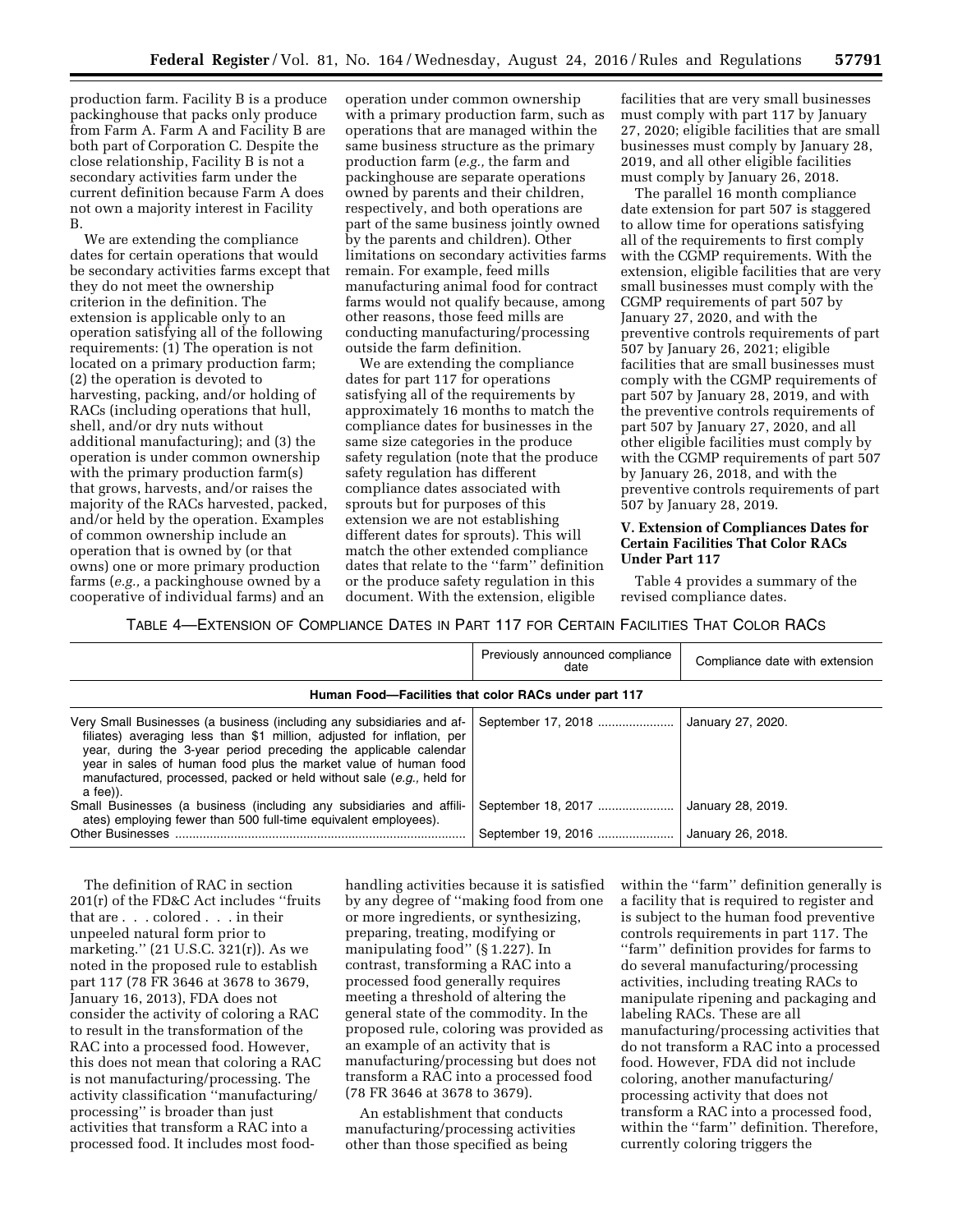production farm. Facility B is a produce packinghouse that packs only produce from Farm A. Farm A and Facility B are both part of Corporation C. Despite the close relationship, Facility B is not a secondary activities farm under the current definition because Farm A does not own a majority interest in Facility B.

We are extending the compliance dates for certain operations that would be secondary activities farms except that they do not meet the ownership criterion in the definition. The extension is applicable only to an operation satisfying all of the following requirements: (1) The operation is not located on a primary production farm; (2) the operation is devoted to harvesting, packing, and/or holding of RACs (including operations that hull, shell, and/or dry nuts without additional manufacturing); and (3) the operation is under common ownership with the primary production farm(s) that grows, harvests, and/or raises the majority of the RACs harvested, packed, and/or held by the operation. Examples of common ownership include an operation that is owned by (or that owns) one or more primary production farms (*e.g.,* a packinghouse owned by a cooperative of individual farms) and an operation under common ownership with a primary production farm, such as operations that are managed within the same business structure as the primary production farm (*e.g.,* the farm and packinghouse are separate operations owned by parents and their children, respectively, and both operations are part of the same business jointly owned by the parents and children). Other limitations on secondary activities farms remain. For example, feed mills manufacturing animal food for contract farms would not qualify because, among other reasons, those feed mills are conducting manufacturing/processing outside the farm definition.

We are extending the compliance dates for part 117 for operations satisfying all of the requirements by approximately 16 months to match the compliance dates for businesses in the same size categories in the produce safety regulation (note that the produce safety regulation has different compliance dates associated with sprouts but for purposes of this extension we are not establishing different dates for sprouts). This will match the other extended compliance dates that relate to the ''farm'' definition or the produce safety regulation in this document. With the extension, eligible facilities that are very small businesses must comply with part 117 by January 27, 2020; eligible facilities that are small businesses must comply by January 28, 2019, and all other eligible facilities must comply by January 26, 2018.

The parallel 16 month compliance date extension for part 507 is staggered to allow time for operations satisfying all of the requirements to first comply with the CGMP requirements. With the extension, eligible facilities that are very small businesses must comply with the CGMP requirements of part 507 by January 27, 2020, and with the preventive controls requirements of part 507 by January 26, 2021; eligible facilities that are small businesses must comply with the CGMP requirements of part 507 by January 28, 2019, and with the preventive controls requirements of part 507 by January 27, 2020, and all other eligible facilities must comply by with the CGMP requirements of part 507 by January 26, 2018, and with the preventive controls requirements of part 507 by January 28, 2019.

## V. Extension of Compliances Dates for Certain Facilities That Color RACs Under Part 117

Table 4 provides a summary of the revised compliance dates.

TABLE 4—EXTENSION OF COMPLIANCE DATES IN PART 117 FOR CERTAIN FACILITIES THAT COLOR RACS

| | Previously announced compliance date | Compliance date with extension |
|---|---|---|
| **Human Food—Facilities that color RACs under part 117** | | |
| Very Small Businesses (a business (including any subsidiaries and affiliates) averaging less than $1 million, adjusted for inflation, per year, during the 3-year period preceding the applicable calendar year in sales of human food plus the market value of human food manufactured, processed, packed or held without sale (*e.g.,* held for a fee)). | September 17, 2018 | January 27, 2020. |
| Small Businesses (a business (including any subsidiaries and affiliates) employing fewer than 500 full-time equivalent employees). | September 18, 2017 | January 28, 2019. |
| Other Businesses | September 19, 2016 | January 26, 2018. |

The definition of RAC in section 201(r) of the FD&C Act includes ''fruits that are . . . colored . . . in their unpeeled natural form prior to marketing.'' (21 U.S.C. 321(r)). As we noted in the proposed rule to establish part 117 (78 FR 3646 at 3678 to 3679, January 16, 2013), FDA does not consider the activity of coloring a RAC to result in the transformation of the RAC into a processed food. However, this does not mean that coloring a RAC is not manufacturing/processing. The activity classification ''manufacturing/processing'' is broader than just activities that transform a RAC into a processed food. It includes most food-handling activities because it is satisfied by any degree of ''making food from one or more ingredients, or synthesizing, preparing, treating, modifying or manipulating food'' (§ 1.227). In contrast, transforming a RAC into a processed food generally requires meeting a threshold of altering the general state of the commodity. In the proposed rule, coloring was provided as an example of an activity that is manufacturing/processing but does not transform a RAC into a processed food (78 FR 3646 at 3678 to 3679).

An establishment that conducts manufacturing/processing activities other than those specified as being within the ''farm'' definition generally is a facility that is required to register and is subject to the human food preventive controls requirements in part 117. The ''farm'' definition provides for farms to do several manufacturing/processing activities, including treating RACs to manipulate ripening and packaging and labeling RACs. These are all manufacturing/processing activities that do not transform a RAC into a processed food. However, FDA did not include coloring, another manufacturing/processing activity that does not transform a RAC into a processed food, within the ''farm'' definition. Therefore, currently coloring triggers the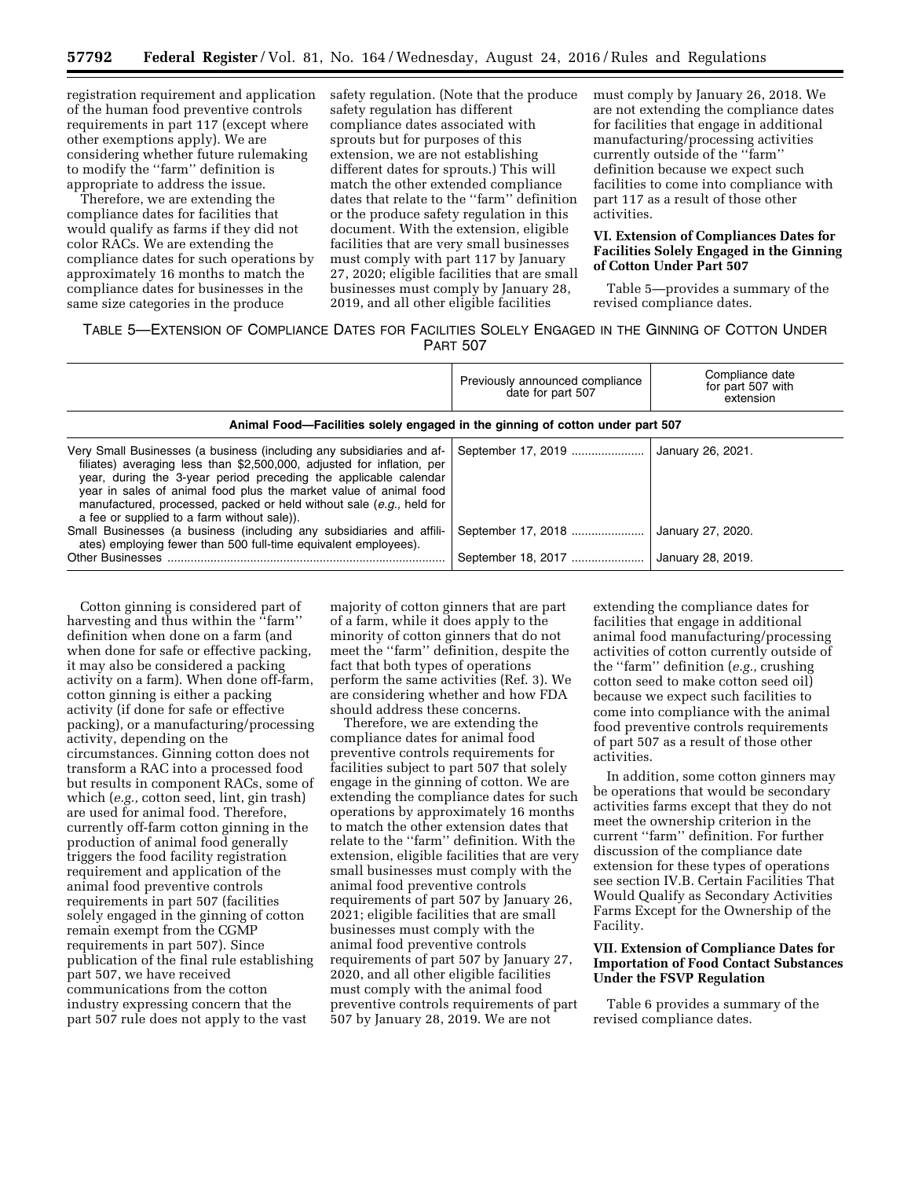registration requirement and application of the human food preventive controls requirements in part 117 (except where other exemptions apply). We are considering whether future rulemaking to modify the ''farm'' definition is appropriate to address the issue.

Therefore, we are extending the compliance dates for facilities that would qualify as farms if they did not color RACs. We are extending the compliance dates for such operations by approximately 16 months to match the compliance dates for businesses in the same size categories in the produce safety regulation. (Note that the produce safety regulation has different compliance dates associated with sprouts but for purposes of this extension, we are not establishing different dates for sprouts.) This will match the other extended compliance dates that relate to the ''farm'' definition or the produce safety regulation in this document. With the extension, eligible facilities that are very small businesses must comply with part 117 by January 27, 2020; eligible facilities that are small businesses must comply by January 28, 2019, and all other eligible facilities must comply by January 26, 2018. We are not extending the compliance dates for facilities that engage in additional manufacturing/processing activities currently outside of the ''farm'' definition because we expect such facilities to come into compliance with part 117 as a result of those other activities.

## VI. Extension of Compliances Dates for Facilities Solely Engaged in the Ginning of Cotton Under Part 507

Table 5—provides a summary of the revised compliance dates.

TABLE 5—EXTENSION OF COMPLIANCE DATES FOR FACILITIES SOLELY ENGAGED IN THE GINNING OF COTTON UNDER PART 507

| | Previously announced compliance date for part 507 | Compliance date for part 507 with extension |
|---|---|---|
| **Animal Food—Facilities solely engaged in the ginning of cotton under part 507** | | |
| Very Small Businesses (a business (including any subsidiaries and affiliates) averaging less than $2,500,000, adjusted for inflation, per year, during the 3-year period preceding the applicable calendar year in sales of animal food plus the market value of animal food manufactured, processed, packed or held without sale (*e.g.,* held for a fee or supplied to a farm without sale)). | September 17, 2019 | January 26, 2021. |
| Small Businesses (a business (including any subsidiaries and affiliates) employing fewer than 500 full-time equivalent employees). | September 17, 2018 | January 27, 2020. |
| Other Businesses | September 18, 2017 | January 28, 2019. |

Cotton ginning is considered part of harvesting and thus within the ''farm'' definition when done on a farm (and when done for safe or effective packing, it may also be considered a packing activity on a farm). When done off-farm, cotton ginning is either a packing activity (if done for safe or effective packing), or a manufacturing/processing activity, depending on the circumstances. Ginning cotton does not transform a RAC into a processed food but results in component RACs, some of which (*e.g.,* cotton seed, lint, gin trash) are used for animal food. Therefore, currently off-farm cotton ginning in the production of animal food generally triggers the food facility registration requirement and application of the animal food preventive controls requirements in part 507 (facilities solely engaged in the ginning of cotton remain exempt from the CGMP requirements in part 507). Since publication of the final rule establishing part 507, we have received communications from the cotton industry expressing concern that the part 507 rule does not apply to the vast majority of cotton ginners that are part of a farm, while it does apply to the minority of cotton ginners that do not meet the ''farm'' definition, despite the fact that both types of operations perform the same activities (Ref. 3). We are considering whether and how FDA should address these concerns.

Therefore, we are extending the compliance dates for animal food preventive controls requirements for facilities subject to part 507 that solely engage in the ginning of cotton. We are extending the compliance dates for such operations by approximately 16 months to match the other extension dates that relate to the ''farm'' definition. With the extension, eligible facilities that are very small businesses must comply with the animal food preventive controls requirements of part 507 by January 26, 2021; eligible facilities that are small businesses must comply with the animal food preventive controls requirements of part 507 by January 27, 2020, and all other eligible facilities must comply with the animal food preventive controls requirements of part 507 by January 28, 2019. We are not extending the compliance dates for facilities that engage in additional animal food manufacturing/processing activities of cotton currently outside of the ''farm'' definition (*e.g.,* crushing cotton seed to make cotton seed oil) because we expect such facilities to come into compliance with the animal food preventive controls requirements of part 507 as a result of those other activities.

In addition, some cotton ginners may be operations that would be secondary activities farms except that they do not meet the ownership criterion in the current ''farm'' definition. For further discussion of the compliance date extension for these types of operations see section IV.B. Certain Facilities That Would Qualify as Secondary Activities Farms Except for the Ownership of the Facility.

## VII. Extension of Compliance Dates for Importation of Food Contact Substances Under the FSVP Regulation

Table 6 provides a summary of the revised compliance dates.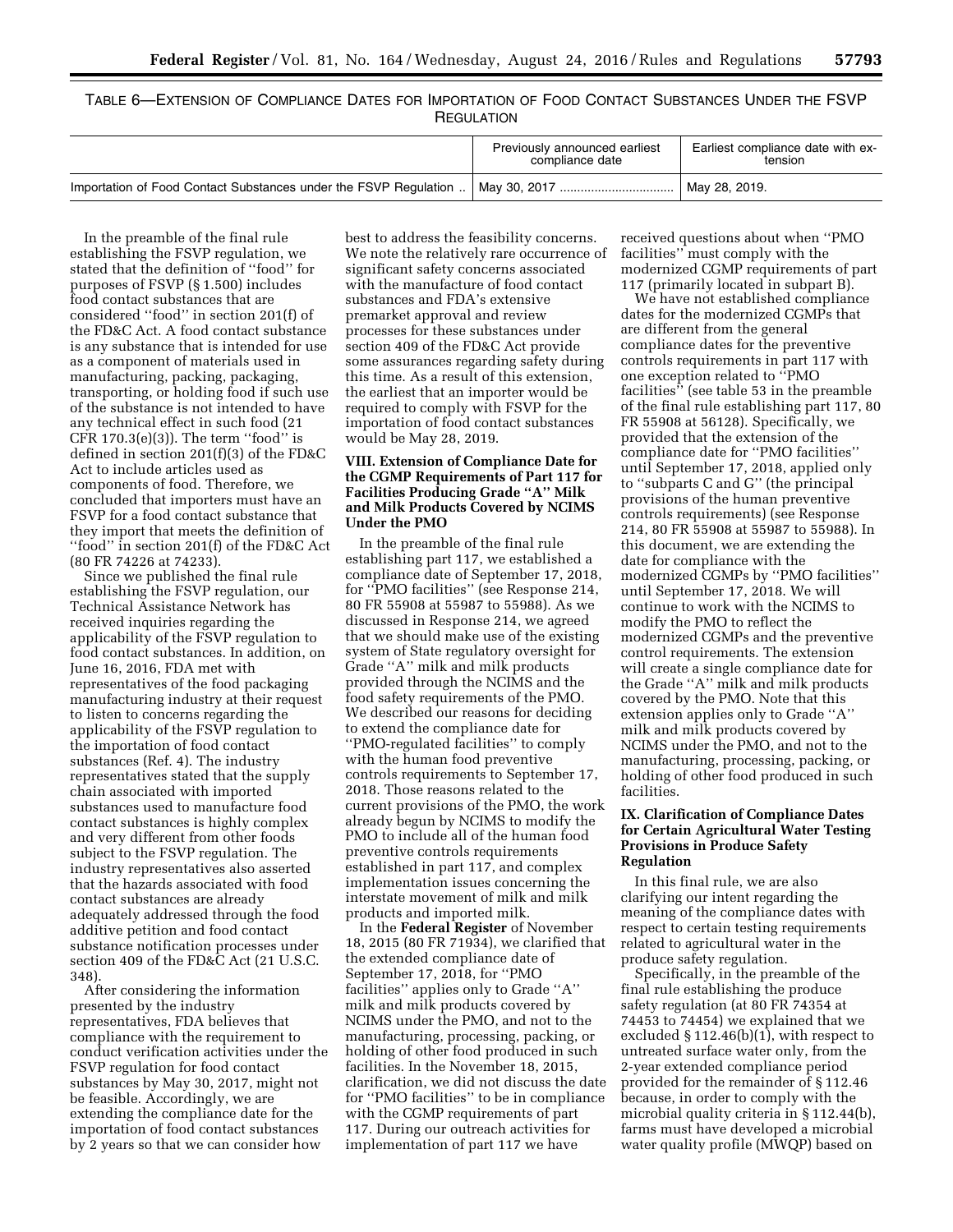TABLE 6—EXTENSION OF COMPLIANCE DATES FOR IMPORTATION OF FOOD CONTACT SUBSTANCES UNDER THE FSVP REGULATION

| | Previously announced earliest compliance date | Earliest compliance date with extension |
|---|---|---|
| Importation of Food Contact Substances under the FSVP Regulation | May 30, 2017 | May 28, 2019. |

In the preamble of the final rule establishing the FSVP regulation, we stated that the definition of ''food'' for purposes of FSVP (§ 1.500) includes food contact substances that are considered ''food'' in section 201(f) of the FD&C Act. A food contact substance is any substance that is intended for use as a component of materials used in manufacturing, packing, packaging, transporting, or holding food if such use of the substance is not intended to have any technical effect in such food (21 CFR 170.3(e)(3)). The term ''food'' is defined in section 201(f)(3) of the FD&C Act to include articles used as components of food. Therefore, we concluded that importers must have an FSVP for a food contact substance that they import that meets the definition of ''food'' in section 201(f) of the FD&C Act (80 FR 74226 at 74233).

Since we published the final rule establishing the FSVP regulation, our Technical Assistance Network has received inquiries regarding the applicability of the FSVP regulation to food contact substances. In addition, on June 16, 2016, FDA met with representatives of the food packaging manufacturing industry at their request to listen to concerns regarding the applicability of the FSVP regulation to the importation of food contact substances (Ref. 4). The industry representatives stated that the supply chain associated with imported substances used to manufacture food contact substances is highly complex and very different from other foods subject to the FSVP regulation. The industry representatives also asserted that the hazards associated with food contact substances are already adequately addressed through the food additive petition and food contact substance notification processes under section 409 of the FD&C Act (21 U.S.C. 348).

After considering the information presented by the industry representatives, FDA believes that compliance with the requirement to conduct verification activities under the FSVP regulation for food contact substances by May 30, 2017, might not be feasible. Accordingly, we are extending the compliance date for the importation of food contact substances by 2 years so that we can consider how best to address the feasibility concerns. We note the relatively rare occurrence of significant safety concerns associated with the manufacture of food contact substances and FDA's extensive premarket approval and review processes for these substances under section 409 of the FD&C Act provide some assurances regarding safety during this time. As a result of this extension, the earliest that an importer would be required to comply with FSVP for the importation of food contact substances would be May 28, 2019.

## VIII. Extension of Compliance Date for the CGMP Requirements of Part 117 for Facilities Producing Grade ''A'' Milk and Milk Products Covered by NCIMS Under the PMO

In the preamble of the final rule establishing part 117, we established a compliance date of September 17, 2018, for ''PMO facilities'' (see Response 214, 80 FR 55908 at 55987 to 55988). As we discussed in Response 214, we agreed that we should make use of the existing system of State regulatory oversight for Grade ''A'' milk and milk products provided through the NCIMS and the food safety requirements of the PMO. We described our reasons for deciding to extend the compliance date for ''PMO-regulated facilities'' to comply with the human food preventive controls requirements to September 17, 2018. Those reasons related to the current provisions of the PMO, the work already begun by NCIMS to modify the PMO to include all of the human food preventive controls requirements established in part 117, and complex implementation issues concerning the interstate movement of milk and milk products and imported milk.

In the **Federal Register** of November 18, 2015 (80 FR 71934), we clarified that the extended compliance date of September 17, 2018, for ''PMO facilities'' applies only to Grade ''A'' milk and milk products covered by NCIMS under the PMO, and not to the manufacturing, processing, packing, or holding of other food produced in such facilities. In the November 18, 2015, clarification, we did not discuss the date for ''PMO facilities'' to be in compliance with the CGMP requirements of part 117. During our outreach activities for implementation of part 117 we have received questions about when ''PMO facilities'' must comply with the modernized CGMP requirements of part 117 (primarily located in subpart B).

We have not established compliance dates for the modernized CGMPs that are different from the general compliance dates for the preventive controls requirements in part 117 with one exception related to ''PMO facilities'' (see table 53 in the preamble of the final rule establishing part 117, 80 FR 55908 at 56128). Specifically, we provided that the extension of the compliance date for ''PMO facilities'' until September 17, 2018, applied only to ''subparts C and G'' (the principal provisions of the human preventive controls requirements) (see Response 214, 80 FR 55908 at 55987 to 55988). In this document, we are extending the date for compliance with the modernized CGMPs by ''PMO facilities'' until September 17, 2018. We will continue to work with the NCIMS to modify the PMO to reflect the modernized CGMPs and the preventive control requirements. The extension will create a single compliance date for the Grade ''A'' milk and milk products covered by the PMO. Note that this extension applies only to Grade ''A'' milk and milk products covered by NCIMS under the PMO, and not to the manufacturing, processing, packing, or holding of other food produced in such facilities.

## IX. Clarification of Compliance Dates for Certain Agricultural Water Testing Provisions in Produce Safety Regulation

In this final rule, we are also clarifying our intent regarding the meaning of the compliance dates with respect to certain testing requirements related to agricultural water in the produce safety regulation.

Specifically, in the preamble of the final rule establishing the produce safety regulation (at 80 FR 74354 at 74453 to 74454) we explained that we excluded § 112.46(b)(1), with respect to untreated surface water only, from the 2-year extended compliance period provided for the remainder of § 112.46 because, in order to comply with the microbial quality criteria in § 112.44(b), farms must have developed a microbial water quality profile (MWQP) based on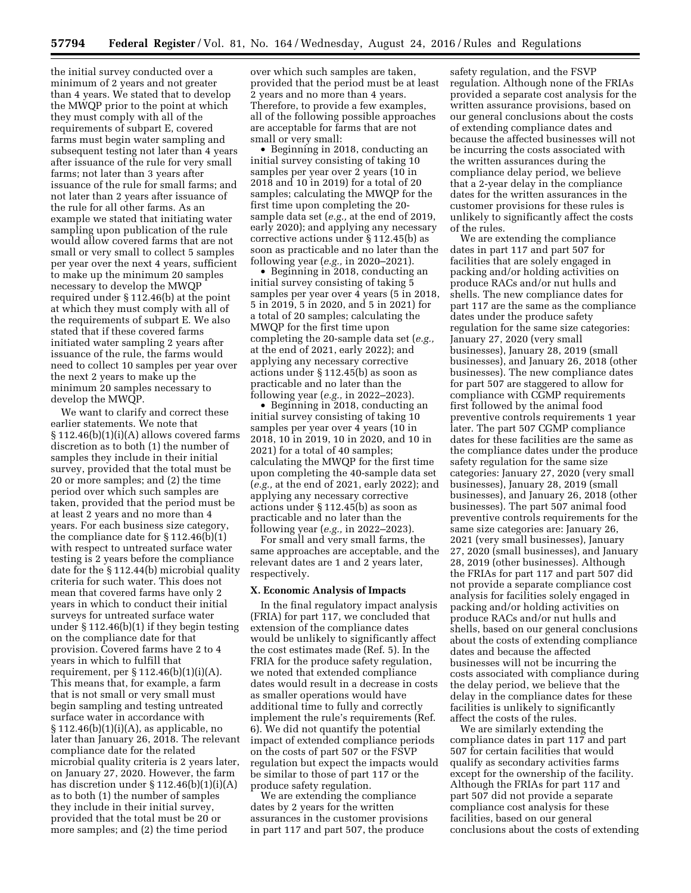the initial survey conducted over a minimum of 2 years and not greater than 4 years. We stated that to develop the MWQP prior to the point at which they must comply with all of the requirements of subpart E, covered farms must begin water sampling and subsequent testing not later than 4 years after issuance of the rule for very small farms; not later than 3 years after issuance of the rule for small farms; and not later than 2 years after issuance of the rule for all other farms. As an example we stated that initiating water sampling upon publication of the rule would allow covered farms that are not small or very small to collect 5 samples per year over the next 4 years, sufficient to make up the minimum 20 samples necessary to develop the MWQP required under § 112.46(b) at the point at which they must comply with all of the requirements of subpart E. We also stated that if these covered farms initiated water sampling 2 years after issuance of the rule, the farms would need to collect 10 samples per year over the next 2 years to make up the minimum 20 samples necessary to develop the MWQP.

We want to clarify and correct these earlier statements. We note that § 112.46(b)(1)(i)(A) allows covered farms discretion as to both (1) the number of samples they include in their initial survey, provided that the total must be 20 or more samples; and (2) the time period over which such samples are taken, provided that the period must be at least 2 years and no more than 4 years. For each business size category, the compliance date for § 112.46(b)(1) with respect to untreated surface water testing is 2 years before the compliance date for the § 112.44(b) microbial quality criteria for such water. This does not mean that covered farms have only 2 years in which to conduct their initial surveys for untreated surface water under § 112.46(b)(1) if they begin testing on the compliance date for that provision. Covered farms have 2 to 4 years in which to fulfill that requirement, per § 112.46(b)(1)(i)(A). This means that, for example, a farm that is not small or very small must begin sampling and testing untreated surface water in accordance with § 112.46(b)(1)(i)(A), as applicable, no later than January 26, 2018. The relevant compliance date for the related microbial quality criteria is 2 years later, on January 27, 2020. However, the farm has discretion under § 112.46(b)(1)(i)(A) as to both (1) the number of samples they include in their initial survey, provided that the total must be 20 or more samples; and (2) the time period over which such samples are taken, provided that the period must be at least 2 years and no more than 4 years. Therefore, to provide a few examples, all of the following possible approaches are acceptable for farms that are not small or very small:

- Beginning in 2018, conducting an initial survey consisting of taking 10 samples per year over 2 years (10 in 2018 and 10 in 2019) for a total of 20 samples; calculating the MWQP for the first time upon completing the 20-sample data set (*e.g.,* at the end of 2019, early 2020); and applying any necessary corrective actions under § 112.45(b) as soon as practicable and no later than the following year (*e.g.,* in 2020–2021).
- Beginning in 2018, conducting an initial survey consisting of taking 5 samples per year over 4 years (5 in 2018, 5 in 2019, 5 in 2020, and 5 in 2021) for a total of 20 samples; calculating the MWQP for the first time upon completing the 20-sample data set (*e.g.,* at the end of 2021, early 2022); and applying any necessary corrective actions under § 112.45(b) as soon as practicable and no later than the following year (*e.g.,* in 2022–2023).
- Beginning in 2018, conducting an initial survey consisting of taking 10 samples per year over 4 years (10 in 2018, 10 in 2019, 10 in 2020, and 10 in 2021) for a total of 40 samples; calculating the MWQP for the first time upon completing the 40-sample data set (*e.g.,* at the end of 2021, early 2022); and applying any necessary corrective actions under § 112.45(b) as soon as practicable and no later than the following year (*e.g.,* in 2022–2023).

For small and very small farms, the same approaches are acceptable, and the relevant dates are 1 and 2 years later, respectively.

## X. Economic Analysis of Impacts

In the final regulatory impact analysis (FRIA) for part 117, we concluded that extension of the compliance dates would be unlikely to significantly affect the cost estimates made (Ref. 5). In the FRIA for the produce safety regulation, we noted that extended compliance dates would result in a decrease in costs as smaller operations would have additional time to fully and correctly implement the rule's requirements (Ref. 6). We did not quantify the potential impact of extended compliance periods on the costs of part 507 or the FSVP regulation but expect the impacts would be similar to those of part 117 or the produce safety regulation.

We are extending the compliance dates by 2 years for the written assurances in the customer provisions in part 117 and part 507, the produce safety regulation, and the FSVP regulation. Although none of the FRIAs provided a separate cost analysis for the written assurance provisions, based on our general conclusions about the costs of extending compliance dates and because the affected businesses will not be incurring the costs associated with the written assurances during the compliance delay period, we believe that a 2-year delay in the compliance dates for the written assurances in the customer provisions for these rules is unlikely to significantly affect the costs of the rules.

We are extending the compliance dates in part 117 and part 507 for facilities that are solely engaged in packing and/or holding activities on produce RACs and/or nut hulls and shells. The new compliance dates for part 117 are the same as the compliance dates under the produce safety regulation for the same size categories: January 27, 2020 (very small businesses), January 28, 2019 (small businesses), and January 26, 2018 (other businesses). The new compliance dates for part 507 are staggered to allow for compliance with CGMP requirements first followed by the animal food preventive controls requirements 1 year later. The part 507 CGMP compliance dates for these facilities are the same as the compliance dates under the produce safety regulation for the same size categories: January 27, 2020 (very small businesses), January 28, 2019 (small businesses), and January 26, 2018 (other businesses). The part 507 animal food preventive controls requirements for the same size categories are: January 26, 2021 (very small businesses), January 27, 2020 (small businesses), and January 28, 2019 (other businesses). Although the FRIAs for part 117 and part 507 did not provide a separate compliance cost analysis for facilities solely engaged in packing and/or holding activities on produce RACs and/or nut hulls and shells, based on our general conclusions about the costs of extending compliance dates and because the affected businesses will not be incurring the costs associated with compliance during the delay period, we believe that the delay in the compliance dates for these facilities is unlikely to significantly affect the costs of the rules.

We are similarly extending the compliance dates in part 117 and part 507 for certain facilities that would qualify as secondary activities farms except for the ownership of the facility. Although the FRIAs for part 117 and part 507 did not provide a separate compliance cost analysis for these facilities, based on our general conclusions about the costs of extending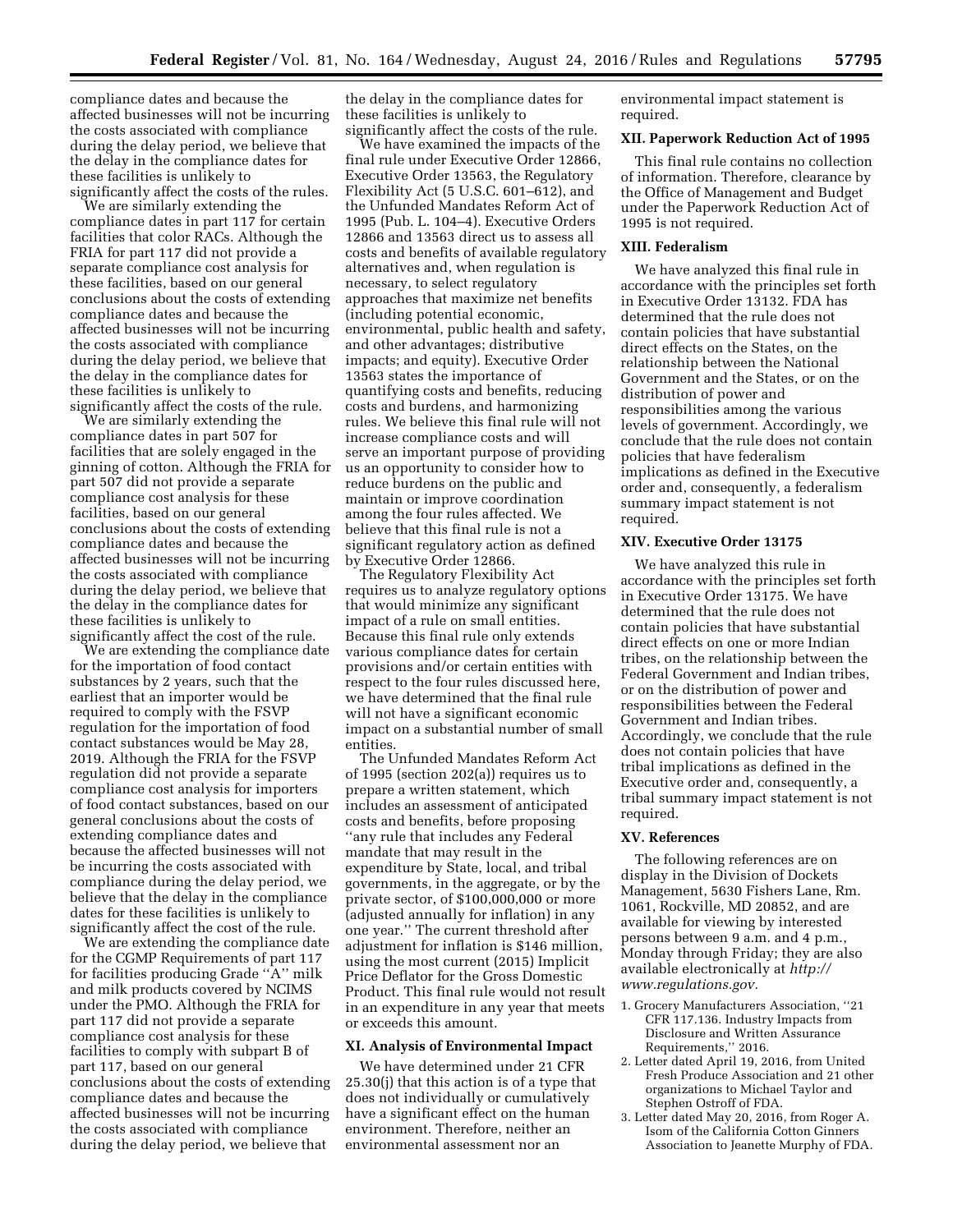compliance dates and because the affected businesses will not be incurring the costs associated with compliance during the delay period, we believe that the delay in the compliance dates for these facilities is unlikely to significantly affect the costs of the rules.

We are similarly extending the compliance dates in part 117 for certain facilities that color RACs. Although the FRIA for part 117 did not provide a separate compliance cost analysis for these facilities, based on our general conclusions about the costs of extending compliance dates and because the affected businesses will not be incurring the costs associated with compliance during the delay period, we believe that the delay in the compliance dates for these facilities is unlikely to significantly affect the costs of the rule.

We are similarly extending the compliance dates in part 507 for facilities that are solely engaged in the ginning of cotton. Although the FRIA for part 507 did not provide a separate compliance cost analysis for these facilities, based on our general conclusions about the costs of extending compliance dates and because the affected businesses will not be incurring the costs associated with compliance during the delay period, we believe that the delay in the compliance dates for these facilities is unlikely to significantly affect the cost of the rule.

We are extending the compliance date for the importation of food contact substances by 2 years, such that the earliest that an importer would be required to comply with the FSVP regulation for the importation of food contact substances would be May 28, 2019. Although the FRIA for the FSVP regulation did not provide a separate compliance cost analysis for importers of food contact substances, based on our general conclusions about the costs of extending compliance dates and because the affected businesses will not be incurring the costs associated with compliance during the delay period, we believe that the delay in the compliance dates for these facilities is unlikely to significantly affect the cost of the rule.

We are extending the compliance date for the CGMP Requirements of part 117 for facilities producing Grade "A" milk and milk products covered by NCIMS under the PMO. Although the FRIA for part 117 did not provide a separate compliance cost analysis for these facilities to comply with subpart B of part 117, based on our general conclusions about the costs of extending compliance dates and because the affected businesses will not be incurring the costs associated with compliance during the delay period, we believe that the delay in the compliance dates for these facilities is unlikely to significantly affect the costs of the rule.

We have examined the impacts of the final rule under Executive Order 12866, Executive Order 13563, the Regulatory Flexibility Act (5 U.S.C. 601–612), and the Unfunded Mandates Reform Act of 1995 (Pub. L. 104–4). Executive Orders 12866 and 13563 direct us to assess all costs and benefits of available regulatory alternatives and, when regulation is necessary, to select regulatory approaches that maximize net benefits (including potential economic, environmental, public health and safety, and other advantages; distributive impacts; and equity). Executive Order 13563 states the importance of quantifying costs and benefits, reducing costs and burdens, and harmonizing rules. We believe this final rule will not increase compliance costs and will serve an important purpose of providing us an opportunity to consider how to reduce burdens on the public and maintain or improve coordination among the four rules affected. We believe that this final rule is not a significant regulatory action as defined by Executive Order 12866.

The Regulatory Flexibility Act requires us to analyze regulatory options that would minimize any significant impact of a rule on small entities. Because this final rule only extends various compliance dates for certain provisions and/or certain entities with respect to the four rules discussed here, we have determined that the final rule will not have a significant economic impact on a substantial number of small entities.

The Unfunded Mandates Reform Act of 1995 (section 202(a)) requires us to prepare a written statement, which includes an assessment of anticipated costs and benefits, before proposing "any rule that includes any Federal mandate that may result in the expenditure by State, local, and tribal governments, in the aggregate, or by the private sector, of $100,000,000 or more (adjusted annually for inflation) in any one year." The current threshold after adjustment for inflation is $146 million, using the most current (2015) Implicit Price Deflator for the Gross Domestic Product. This final rule would not result in an expenditure in any year that meets or exceeds this amount.

## XI. Analysis of Environmental Impact

We have determined under 21 CFR 25.30(j) that this action is of a type that does not individually or cumulatively have a significant effect on the human environment. Therefore, neither an environmental assessment nor an environmental impact statement is required.

## XII. Paperwork Reduction Act of 1995

This final rule contains no collection of information. Therefore, clearance by the Office of Management and Budget under the Paperwork Reduction Act of 1995 is not required.

## XIII. Federalism

We have analyzed this final rule in accordance with the principles set forth in Executive Order 13132. FDA has determined that the rule does not contain policies that have substantial direct effects on the States, on the relationship between the National Government and the States, or on the distribution of power and responsibilities among the various levels of government. Accordingly, we conclude that the rule does not contain policies that have federalism implications as defined in the Executive order and, consequently, a federalism summary impact statement is not required.

## XIV. Executive Order 13175

We have analyzed this rule in accordance with the principles set forth in Executive Order 13175. We have determined that the rule does not contain policies that have substantial direct effects on one or more Indian tribes, on the relationship between the Federal Government and Indian tribes, or on the distribution of power and responsibilities between the Federal Government and Indian tribes. Accordingly, we conclude that the rule does not contain policies that have tribal implications as defined in the Executive order and, consequently, a tribal summary impact statement is not required.

## XV. References

The following references are on display in the Division of Dockets Management, 5630 Fishers Lane, Rm. 1061, Rockville, MD 20852, and are available for viewing by interested persons between 9 a.m. and 4 p.m., Monday through Friday; they are also available electronically at *http://www.regulations.gov.*

1. Grocery Manufacturers Association, "21 CFR 117.136. Industry Impacts from Disclosure and Written Assurance Requirements," 2016.
2. Letter dated April 19, 2016, from United Fresh Produce Association and 21 other organizations to Michael Taylor and Stephen Ostroff of FDA.
3. Letter dated May 20, 2016, from Roger A. Isom of the California Cotton Ginners Association to Jeanette Murphy of FDA.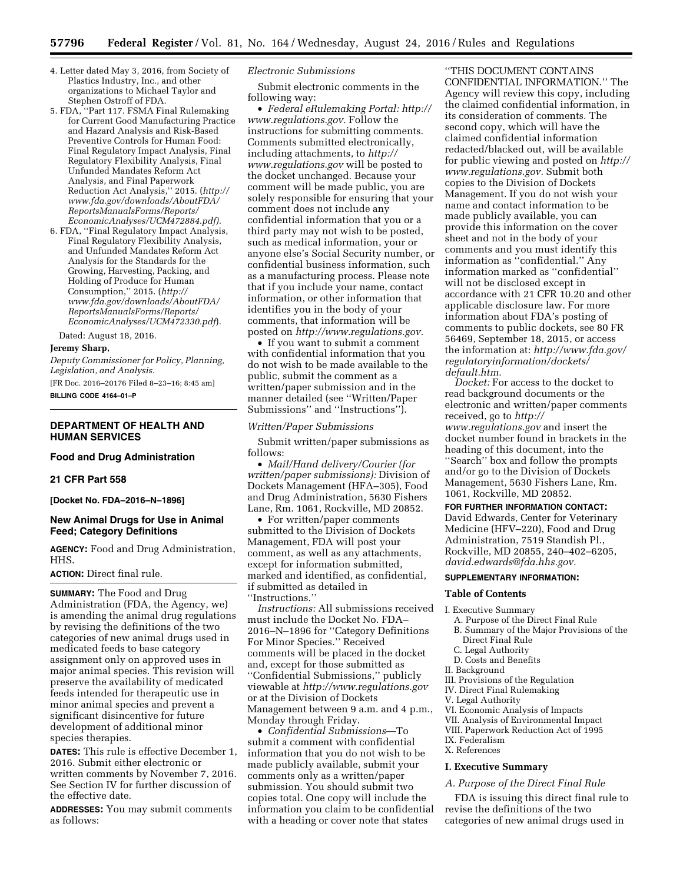4. Letter dated May 3, 2016, from Society of Plastics Industry, Inc., and other organizations to Michael Taylor and Stephen Ostroff of FDA.
5. FDA, ''Part 117. FSMA Final Rulemaking for Current Good Manufacturing Practice and Hazard Analysis and Risk-Based Preventive Controls for Human Food: Final Regulatory Impact Analysis, Final Regulatory Flexibility Analysis, Final Unfunded Mandates Reform Act Analysis, and Final Paperwork Reduction Act Analysis,'' 2015. (*http://www.fda.gov/downloads/AboutFDA/ReportsManualsForms/Reports/EconomicAnalyses/UCM472884.pdf*).
6. FDA, ''Final Regulatory Impact Analysis, Final Regulatory Flexibility Analysis, and Unfunded Mandates Reform Act Analysis for the Standards for the Growing, Harvesting, Packing, and Holding of Produce for Human Consumption,'' 2015. (*http://www.fda.gov/downloads/AboutFDA/ReportsManualsForms/Reports/EconomicAnalyses/UCM472330.pdf*).

Dated: August 18, 2016.

**Jeremy Sharp,**

*Deputy Commissioner for Policy, Planning, Legislation, and Analysis.*

[FR Doc. 2016–20176 Filed 8–23–16; 8:45 am]

**BILLING CODE 4164–01–P**

## DEPARTMENT OF HEALTH AND HUMAN SERVICES

### Food and Drug Administration

### 21 CFR Part 558

**[Docket No. FDA–2016–N–1896]**

### New Animal Drugs for Use in Animal Feed; Category Definitions

**AGENCY:** Food and Drug Administration, HHS.

**ACTION:** Direct final rule.

**SUMMARY:** The Food and Drug Administration (FDA, the Agency, we) is amending the animal drug regulations by revising the definitions of the two categories of new animal drugs used in medicated feeds to base category assignment only on approved uses in major animal species. This revision will preserve the availability of medicated feeds intended for therapeutic use in minor animal species and prevent a significant disincentive for future development of additional minor species therapies.

**DATES:** This rule is effective December 1, 2016. Submit either electronic or written comments by November 7, 2016. See Section IV for further discussion of the effective date.

**ADDRESSES:** You may submit comments as follows:

*Electronic Submissions*

Submit electronic comments in the following way:

- *Federal eRulemaking Portal: http://www.regulations.gov.* Follow the instructions for submitting comments. Comments submitted electronically, including attachments, to *http://www.regulations.gov* will be posted to the docket unchanged. Because your comment will be made public, you are solely responsible for ensuring that your comment does not include any confidential information that you or a third party may not wish to be posted, such as medical information, your or anyone else's Social Security number, or confidential business information, such as a manufacturing process. Please note that if you include your name, contact information, or other information that identifies you in the body of your comments, that information will be posted on *http://www.regulations.gov.*
- If you want to submit a comment with confidential information that you do not wish to be made available to the public, submit the comment as a written/paper submission and in the manner detailed (see ''Written/Paper Submissions'' and ''Instructions'').

*Written/Paper Submissions*

Submit written/paper submissions as follows:

- *Mail/Hand delivery/Courier (for written/paper submissions):* Division of Dockets Management (HFA–305), Food and Drug Administration, 5630 Fishers Lane, Rm. 1061, Rockville, MD 20852.
- For written/paper comments submitted to the Division of Dockets Management, FDA will post your comment, as well as any attachments, except for information submitted, marked and identified, as confidential, if submitted as detailed in ''Instructions.''

*Instructions:* All submissions received must include the Docket No. FDA–2016–N–1896 for ''Category Definitions For Minor Species.'' Received comments will be placed in the docket and, except for those submitted as ''Confidential Submissions,'' publicly viewable at *http://www.regulations.gov* or at the Division of Dockets Management between 9 a.m. and 4 p.m., Monday through Friday.

- *Confidential Submissions*—To submit a comment with confidential information that you do not wish to be made publicly available, submit your comments only as a written/paper submission. You should submit two copies total. One copy will include the information you claim to be confidential with a heading or cover note that states ''THIS DOCUMENT CONTAINS CONFIDENTIAL INFORMATION.'' The Agency will review this copy, including the claimed confidential information, in its consideration of comments. The second copy, which will have the claimed confidential information redacted/blacked out, will be available for public viewing and posted on *http://www.regulations.gov.* Submit both copies to the Division of Dockets Management. If you do not wish your name and contact information to be made publicly available, you can provide this information on the cover sheet and not in the body of your comments and you must identify this information as ''confidential.'' Any information marked as ''confidential'' will not be disclosed except in accordance with 21 CFR 10.20 and other applicable disclosure law. For more information about FDA's posting of comments to public dockets, see 80 FR 56469, September 18, 2015, or access the information at: *http://www.fda.gov/regulatoryinformation/dockets/default.htm.*

*Docket:* For access to the docket to read background documents or the electronic and written/paper comments received, go to *http://www.regulations.gov* and insert the docket number found in brackets in the heading of this document, into the ''Search'' box and follow the prompts and/or go to the Division of Dockets Management, 5630 Fishers Lane, Rm. 1061, Rockville, MD 20852.

**FOR FURTHER INFORMATION CONTACT:** David Edwards, Center for Veterinary Medicine (HFV–220), Food and Drug Administration, 7519 Standish Pl., Rockville, MD 20855, 240–402–6205, *david.edwards@fda.hhs.gov.*

**SUPPLEMENTARY INFORMATION:**

**Table of Contents**

- I. Executive Summary
  - A. Purpose of the Direct Final Rule
  - B. Summary of the Major Provisions of the Direct Final Rule
  - C. Legal Authority
  - D. Costs and Benefits
- II. Background
- III. Provisions of the Regulation
- IV. Direct Final Rulemaking
- V. Legal Authority
- VI. Economic Analysis of Impacts
- VII. Analysis of Environmental Impact
- VIII. Paperwork Reduction Act of 1995
- IX. Federalism
- X. References

## I. Executive Summary

### *A. Purpose of the Direct Final Rule*

FDA is issuing this direct final rule to revise the definitions of the two categories of new animal drugs used in